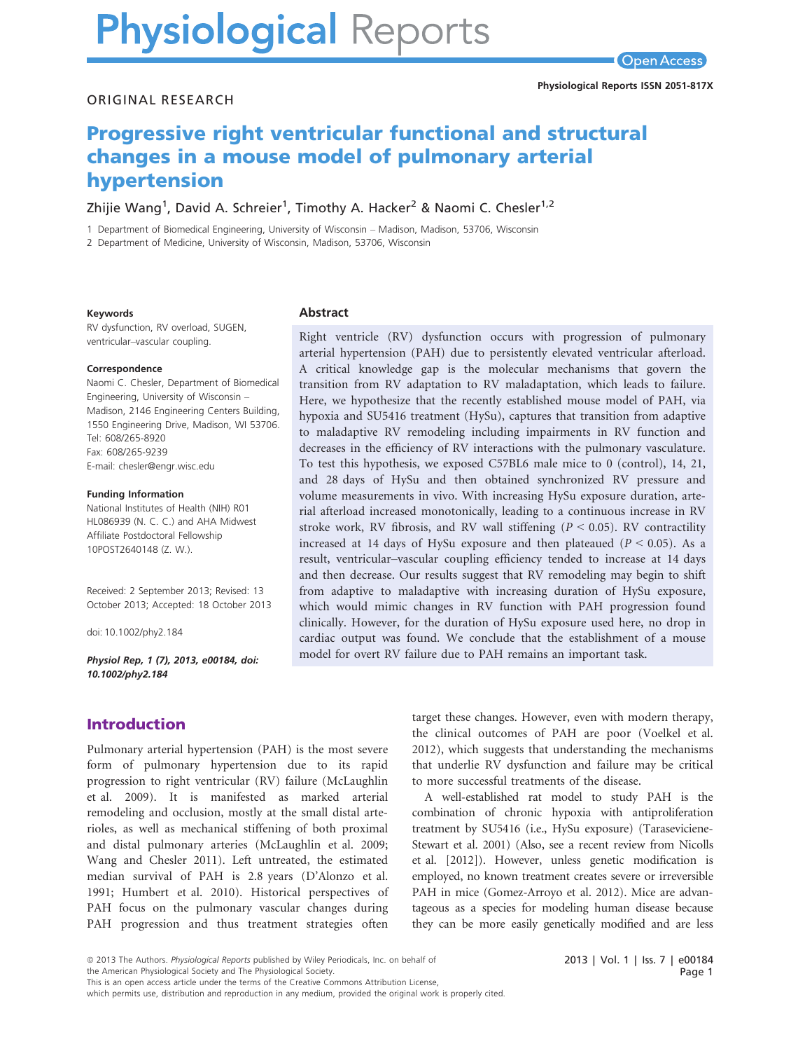ORIGINAL RESEARCH

# Progressive right ventricular functional and structural changes in a mouse model of pulmonary arterial hypertension

Zhijie Wang[1], David A. Schreier[1], Timothy A. Hacker[2] & Naomi C. Chesler[1,2]

1 Department of Biomedical Engineering, University of Wisconsin – Madison, Madison, 53706, Wisconsin

2 Department of Medicine, University of Wisconsin, Madison, 53706, Wisconsin

**Keywords**

RV dysfunction, RV overload, SUGEN, ventricular–vascular coupling.

**Correspondence**

Naomi C. Chesler, Department of Biomedical Engineering, University of Wisconsin – Madison, 2146 Engineering Centers Building, 1550 Engineering Drive, Madison, WI 53706.
Tel: 608/265-8920
Fax: 608/265-9239
E-mail: chesler@engr.wisc.edu

**Funding Information**

National Institutes of Health (NIH) R01 HL086939 (N. C. C.) and AHA Midwest Affiliate Postdoctoral Fellowship 10POST2640148 (Z. W.).

Received: 2 September 2013; Revised: 13 October 2013; Accepted: 18 October 2013

doi: 10.1002/phy2.184

*Physiol Rep, 1 (7), 2013, e00184, doi: 10.1002/phy2.184*

## Abstract

Right ventricle (RV) dysfunction occurs with progression of pulmonary arterial hypertension (PAH) due to persistently elevated ventricular afterload. A critical knowledge gap is the molecular mechanisms that govern the transition from RV adaptation to RV maladaptation, which leads to failure. Here, we hypothesize that the recently established mouse model of PAH, via hypoxia and SU5416 treatment (HySu), captures that transition from adaptive to maladaptive RV remodeling including impairments in RV function and decreases in the efficiency of RV interactions with the pulmonary vasculature. To test this hypothesis, we exposed C57BL6 male mice to 0 (control), 14, 21, and 28 days of HySu and then obtained synchronized RV pressure and volume measurements in vivo. With increasing HySu exposure duration, arterial afterload increased monotonically, leading to a continuous increase in RV stroke work, RV fibrosis, and RV wall stiffening ($P < 0.05$). RV contractility increased at 14 days of HySu exposure and then plateaued ($P < 0.05$). As a result, ventricular–vascular coupling efficiency tended to increase at 14 days and then decrease. Our results suggest that RV remodeling may begin to shift from adaptive to maladaptive with increasing duration of HySu exposure, which would mimic changes in RV function with PAH progression found clinically. However, for the duration of HySu exposure used here, no drop in cardiac output was found. We conclude that the establishment of a mouse model for overt RV failure due to PAH remains an important task.

## Introduction

Pulmonary arterial hypertension (PAH) is the most severe form of pulmonary hypertension due to its rapid progression to right ventricular (RV) failure (McLaughlin et al. 2009). It is manifested as marked arterial remodeling and occlusion, mostly at the small distal arterioles, as well as mechanical stiffening of both proximal and distal pulmonary arteries (McLaughlin et al. 2009; Wang and Chesler 2011). Left untreated, the estimated median survival of PAH is 2.8 years (D'Alonzo et al. 1991; Humbert et al. 2010). Historical perspectives of PAH focus on the pulmonary vascular changes during PAH progression and thus treatment strategies often target these changes. However, even with modern therapy, the clinical outcomes of PAH are poor (Voelkel et al. 2012), which suggests that understanding the mechanisms that underlie RV dysfunction and failure may be critical to more successful treatments of the disease.

A well-established rat model to study PAH is the combination of chronic hypoxia with antiproliferation treatment by SU5416 (i.e., HySu exposure) (Taraseviciene-Stewart et al. 2001) (Also, see a recent review from Nicolls et al. [2012]). However, unless genetic modification is employed, no known treatment creates severe or irreversible PAH in mice (Gomez-Arroyo et al. 2012). Mice are advantageous as a species for modeling human disease because they can be more easily genetically modified and are less

© 2013 The Authors. *Physiological Reports* published by Wiley Periodicals, Inc. on behalf of the American Physiological Society and The Physiological Society.
This is an open access article under the terms of the Creative Commons Attribution License, which permits use, distribution and reproduction in any medium, provided the original work is properly cited.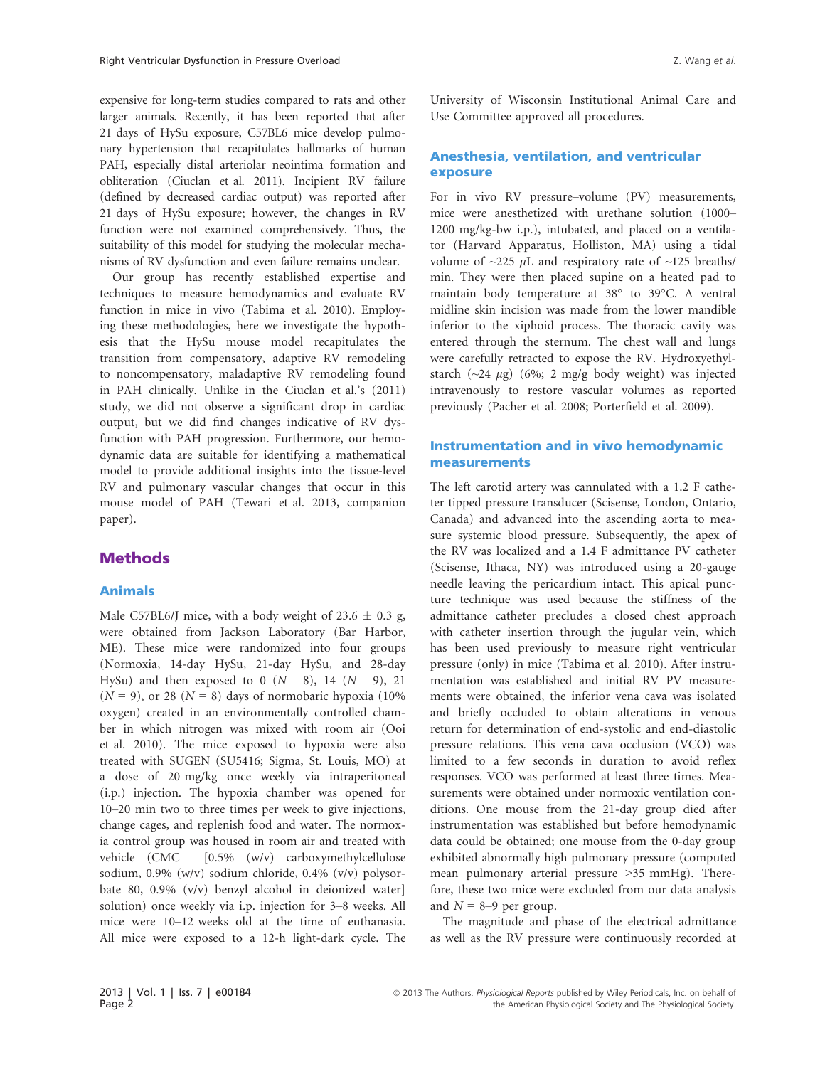expensive for long-term studies compared to rats and other larger animals. Recently, it has been reported that after 21 days of HySu exposure, C57BL6 mice develop pulmonary hypertension that recapitulates hallmarks of human PAH, especially distal arteriolar neointima formation and obliteration (Ciuclan et al. 2011). Incipient RV failure (defined by decreased cardiac output) was reported after 21 days of HySu exposure; however, the changes in RV function were not examined comprehensively. Thus, the suitability of this model for studying the molecular mechanisms of RV dysfunction and even failure remains unclear.

Our group has recently established expertise and techniques to measure hemodynamics and evaluate RV function in mice in vivo (Tabima et al. 2010). Employing these methodologies, here we investigate the hypothesis that the HySu mouse model recapitulates the transition from compensatory, adaptive RV remodeling to noncompensatory, maladaptive RV remodeling found in PAH clinically. Unlike in the Ciuclan et al.'s (2011) study, we did not observe a significant drop in cardiac output, but we did find changes indicative of RV dysfunction with PAH progression. Furthermore, our hemodynamic data are suitable for identifying a mathematical model to provide additional insights into the tissue-level RV and pulmonary vascular changes that occur in this mouse model of PAH (Tewari et al. 2013, companion paper).

# Methods

## Animals

Male C57BL6/J mice, with a body weight of 23.6 ± 0.3 g, were obtained from Jackson Laboratory (Bar Harbor, ME). These mice were randomized into four groups (Normoxia, 14-day HySu, 21-day HySu, and 28-day HySu) and then exposed to 0 ($N = 8$), 14 ($N = 9$), 21 ($N = 9$), or 28 ($N = 8$) days of normobaric hypoxia (10% oxygen) created in an environmentally controlled chamber in which nitrogen was mixed with room air (Ooi et al. 2010). The mice exposed to hypoxia were also treated with SUGEN (SU5416; Sigma, St. Louis, MO) at a dose of 20 mg/kg once weekly via intraperitoneal (i.p.) injection. The hypoxia chamber was opened for 10–20 min two to three times per week to give injections, change cages, and replenish food and water. The normoxia control group was housed in room air and treated with vehicle (CMC [0.5% (w/v) carboxymethylcellulose sodium, 0.9% (w/v) sodium chloride, 0.4% (v/v) polysorbate 80, 0.9% (v/v) benzyl alcohol in deionized water] solution) once weekly via i.p. injection for 3–8 weeks. All mice were 10–12 weeks old at the time of euthanasia. All mice were exposed to a 12-h light-dark cycle. The University of Wisconsin Institutional Animal Care and Use Committee approved all procedures.

## Anesthesia, ventilation, and ventricular exposure

For in vivo RV pressure–volume (PV) measurements, mice were anesthetized with urethane solution (1000–1200 mg/kg-bw i.p.), intubated, and placed on a ventilator (Harvard Apparatus, Holliston, MA) using a tidal volume of ~225 $\mu$L and respiratory rate of ~125 breaths/min. They were then placed supine on a heated pad to maintain body temperature at 38° to 39°C. A ventral midline skin incision was made from the lower mandible inferior to the xiphoid process. The thoracic cavity was entered through the sternum. The chest wall and lungs were carefully retracted to expose the RV. Hydroxyethylstarch (~24 $\mu$g) (6%; 2 mg/g body weight) was injected intravenously to restore vascular volumes as reported previously (Pacher et al. 2008; Porterfield et al. 2009).

## Instrumentation and in vivo hemodynamic measurements

The left carotid artery was cannulated with a 1.2 F catheter tipped pressure transducer (Scisense, London, Ontario, Canada) and advanced into the ascending aorta to measure systemic blood pressure. Subsequently, the apex of the RV was localized and a 1.4 F admittance PV catheter (Scisense, Ithaca, NY) was introduced using a 20-gauge needle leaving the pericardium intact. This apical puncture technique was used because the stiffness of the admittance catheter precludes a closed chest approach with catheter insertion through the jugular vein, which has been used previously to measure right ventricular pressure (only) in mice (Tabima et al. 2010). After instrumentation was established and initial RV PV measurements were obtained, the inferior vena cava was isolated and briefly occluded to obtain alterations in venous return for determination of end-systolic and end-diastolic pressure relations. This vena cava occlusion (VCO) was limited to a few seconds in duration to avoid reflex responses. VCO was performed at least three times. Measurements were obtained under normoxic ventilation conditions. One mouse from the 21-day group died after instrumentation was established but before hemodynamic data could be obtained; one mouse from the 0-day group exhibited abnormally high pulmonary pressure (computed mean pulmonary arterial pressure >35 mmHg). Therefore, these two mice were excluded from our data analysis and $N = 8$–9 per group.

The magnitude and phase of the electrical admittance as well as the RV pressure were continuously recorded at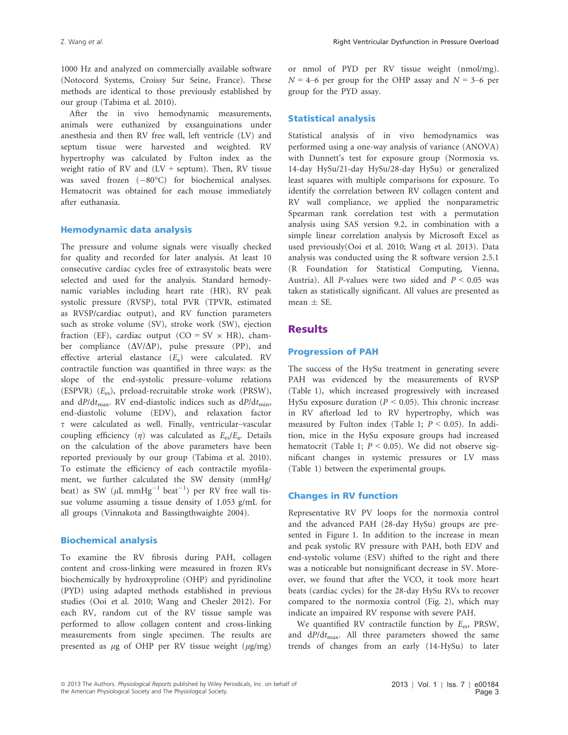1000 Hz and analyzed on commercially available software (Notocord Systems, Croissy Sur Seine, France). These methods are identical to those previously established by our group (Tabima et al. 2010).

After the in vivo hemodynamic measurements, animals were euthanized by exsanguinations under anesthesia and then RV free wall, left ventricle (LV) and septum tissue were harvested and weighted. RV hypertrophy was calculated by Fulton index as the weight ratio of RV and (LV + septum). Then, RV tissue was saved frozen (−80°C) for biochemical analyses. Hematocrit was obtained for each mouse immediately after euthanasia.

### Hemodynamic data analysis

The pressure and volume signals were visually checked for quality and recorded for later analysis. At least 10 consecutive cardiac cycles free of extrasystolic beats were selected and used for the analysis. Standard hemodynamic variables including heart rate (HR), RV peak systolic pressure (RVSP), total PVR (TPVR, estimated as RVSP/cardiac output), and RV function parameters such as stroke volume (SV), stroke work (SW), ejection fraction (EF), cardiac output (CO = SV × HR), chamber compliance ($\Delta V/\Delta P$), pulse pressure (PP), and effective arterial elastance ($E_a$) were calculated. RV contractile function was quantified in three ways: as the slope of the end-systolic pressure–volume relations (ESPVR) ($E_{es}$), preload-recruitable stroke work (PRSW), and $dP/dt_{max}$. RV end-diastolic indices such as $dP/dt_{min}$, end-diastolic volume (EDV), and relaxation factor $\tau$ were calculated as well. Finally, ventricular–vascular coupling efficiency ($\eta$) was calculated as $E_{es}/E_a$. Details on the calculation of the above parameters have been reported previously by our group (Tabima et al. 2010). To estimate the efficiency of each contractile myofilament, we further calculated the SW density (mmHg/beat) as SW ($\mu$L mmHg$^{-1}$ beat$^{-1}$) per RV free wall tissue volume assuming a tissue density of 1.053 g/mL for all groups (Vinnakota and Bassingthwaighte 2004).

### Biochemical analysis

To examine the RV fibrosis during PAH, collagen content and cross-linking were measured in frozen RVs biochemically by hydroxyproline (OHP) and pyridinoline (PYD) using adapted methods established in previous studies (Ooi et al. 2010; Wang and Chesler 2012). For each RV, random cut of the RV tissue sample was performed to allow collagen content and cross-linking measurements from single specimen. The results are presented as $\mu$g of OHP per RV tissue weight ($\mu$g/mg) or nmol of PYD per RV tissue weight (nmol/mg). $N$ = 4–6 per group for the OHP assay and $N$ = 3–6 per group for the PYD assay.

### Statistical analysis

Statistical analysis of in vivo hemodynamics was performed using a one-way analysis of variance (ANOVA) with Dunnett's test for exposure group (Normoxia vs. 14-day HySu/21-day HySu/28-day HySu) or generalized least squares with multiple comparisons for exposure. To identify the correlation between RV collagen content and RV wall compliance, we applied the nonparametric Spearman rank correlation test with a permutation analysis using SAS version 9.2, in combination with a simple linear correlation analysis by Microsoft Excel as used previously(Ooi et al. 2010; Wang et al. 2013). Data analysis was conducted using the R software version 2.5.1 (R Foundation for Statistical Computing, Vienna, Austria). All $P$-values were two sided and $P < 0.05$ was taken as statistically significant. All values are presented as mean ± SE.

## Results

### Progression of PAH

The success of the HySu treatment in generating severe PAH was evidenced by the measurements of RVSP (Table 1), which increased progressively with increased HySu exposure duration ($P < 0.05$). This chronic increase in RV afterload led to RV hypertrophy, which was measured by Fulton index (Table 1; $P < 0.05$). In addition, mice in the HySu exposure groups had increased hematocrit (Table 1; $P < 0.05$). We did not observe significant changes in systemic pressures or LV mass (Table 1) between the experimental groups.

### Changes in RV function

Representative RV PV loops for the normoxia control and the advanced PAH (28-day HySu) groups are presented in Figure 1. In addition to the increase in mean and peak systolic RV pressure with PAH, both EDV and end-systolic volume (ESV) shifted to the right and there was a noticeable but nonsignificant decrease in SV. Moreover, we found that after the VCO, it took more heart beats (cardiac cycles) for the 28-day HySu RVs to recover compared to the normoxia control (Fig. 2), which may indicate an impaired RV response with severe PAH.

We quantified RV contractile function by $E_{es}$, PRSW, and $dP/dt_{max}$. All three parameters showed the same trends of changes from an early (14-HySu) to later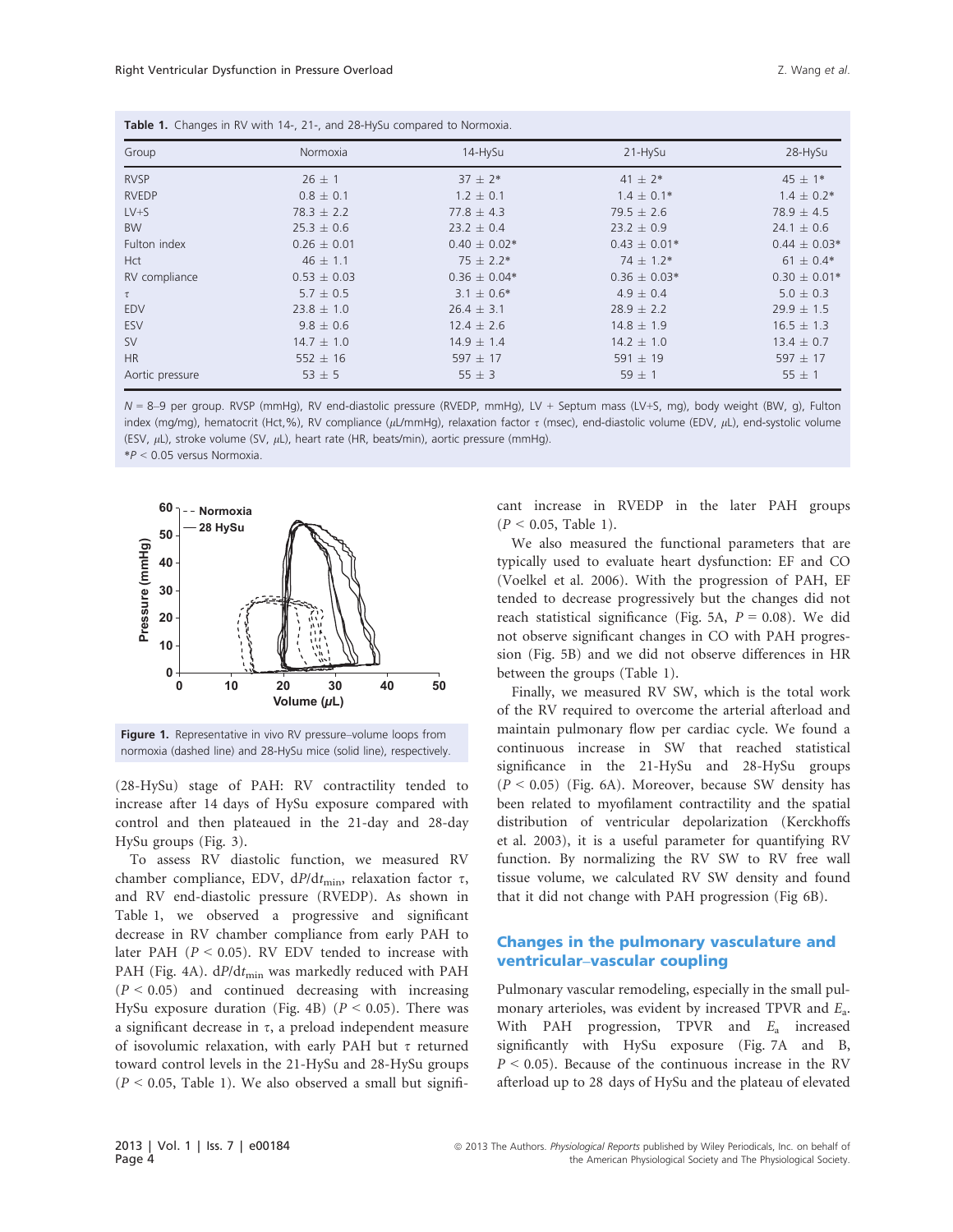**Table 1.** Changes in RV with 14-, 21-, and 28-HySu compared to Normoxia.

| Group | Normoxia | 14-HySu | 21-HySu | 28-HySu |
|---|---|---|---|---|
| RVSP | 26 ± 1 | 37 ± 2* | 41 ± 2* | 45 ± 1* |
| RVEDP | 0.8 ± 0.1 | 1.2 ± 0.1 | 1.4 ± 0.1* | 1.4 ± 0.2* |
| LV+S | 78.3 ± 2.2 | 77.8 ± 4.3 | 79.5 ± 2.6 | 78.9 ± 4.5 |
| BW | 25.3 ± 0.6 | 23.2 ± 0.4 | 23.2 ± 0.9 | 24.1 ± 0.6 |
| Fulton index | 0.26 ± 0.01 | 0.40 ± 0.02* | 0.43 ± 0.01* | 0.44 ± 0.03* |
| Hct | 46 ± 1.1 | 75 ± 2.2* | 74 ± 1.2* | 61 ± 0.4* |
| RV compliance | 0.53 ± 0.03 | 0.36 ± 0.04* | 0.36 ± 0.03* | 0.30 ± 0.01* |
| $\tau$ | 5.7 ± 0.5 | 3.1 ± 0.6* | 4.9 ± 0.4 | 5.0 ± 0.3 |
| EDV | 23.8 ± 1.0 | 26.4 ± 3.1 | 28.9 ± 2.2 | 29.9 ± 1.5 |
| ESV | 9.8 ± 0.6 | 12.4 ± 2.6 | 14.8 ± 1.9 | 16.5 ± 1.3 |
| SV | 14.7 ± 1.0 | 14.9 ± 1.4 | 14.2 ± 1.0 | 13.4 ± 0.7 |
| HR | 552 ± 16 | 597 ± 17 | 591 ± 19 | 597 ± 17 |
| Aortic pressure | 53 ± 5 | 55 ± 3 | 59 ± 1 | 55 ± 1 |

$N$ = 8–9 per group. RVSP (mmHg), RV end-diastolic pressure (RVEDP, mmHg), LV + Septum mass (LV+S, mg), body weight (BW, g), Fulton index (mg/mg), hematocrit (Hct,%), RV compliance ($\mu$L/mmHg), relaxation factor $\tau$ (msec), end-diastolic volume (EDV, $\mu$L), end-systolic volume (ESV, $\mu$L), stroke volume (SV, $\mu$L), heart rate (HR, beats/min), aortic pressure (mmHg).
*$P < 0.05$ versus Normoxia.

**Figure 1.** Representative in vivo RV pressure–volume loops from normoxia (dashed line) and 28-HySu mice (solid line), respectively.

(28-HySu) stage of PAH: RV contractility tended to increase after 14 days of HySu exposure compared with control and then plateaued in the 21-day and 28-day HySu groups (Fig. 3).

To assess RV diastolic function, we measured RV chamber compliance, EDV, $dP/dt_{min}$, relaxation factor $\tau$, and RV end-diastolic pressure (RVEDP). As shown in Table 1, we observed a progressive and significant decrease in RV chamber compliance from early PAH to later PAH ($P < 0.05$). RV EDV tended to increase with PAH (Fig. 4A). $dP/dt_{min}$ was markedly reduced with PAH ($P < 0.05$) and continued decreasing with increasing HySu exposure duration (Fig. 4B) ($P < 0.05$). There was a significant decrease in $\tau$, a preload independent measure of isovolumic relaxation, with early PAH but $\tau$ returned toward control levels in the 21-HySu and 28-HySu groups ($P < 0.05$, Table 1). We also observed a small but significant increase in RVEDP in the later PAH groups ($P < 0.05$, Table 1).

We also measured the functional parameters that are typically used to evaluate heart dysfunction: EF and CO (Voelkel et al. 2006). With the progression of PAH, EF tended to decrease progressively but the changes did not reach statistical significance (Fig. 5A, $P = 0.08$). We did not observe significant changes in CO with PAH progression (Fig. 5B) and we did not observe differences in HR between the groups (Table 1).

Finally, we measured RV SW, which is the total work of the RV required to overcome the arterial afterload and maintain pulmonary flow per cardiac cycle. We found a continuous increase in SW that reached statistical significance in the 21-HySu and 28-HySu groups ($P < 0.05$) (Fig. 6A). Moreover, because SW density has been related to myofilament contractility and the spatial distribution of ventricular depolarization (Kerckhoffs et al. 2003), it is a useful parameter for quantifying RV function. By normalizing the RV SW to RV free wall tissue volume, we calculated RV SW density and found that it did not change with PAH progression (Fig 6B).

## Changes in the pulmonary vasculature and ventricular–vascular coupling

Pulmonary vascular remodeling, especially in the small pulmonary arterioles, was evident by increased TPVR and $E_a$. With PAH progression, TPVR and $E_a$ increased significantly with HySu exposure (Fig. 7A and B, $P < 0.05$). Because of the continuous increase in the RV afterload up to 28 days of HySu and the plateau of elevated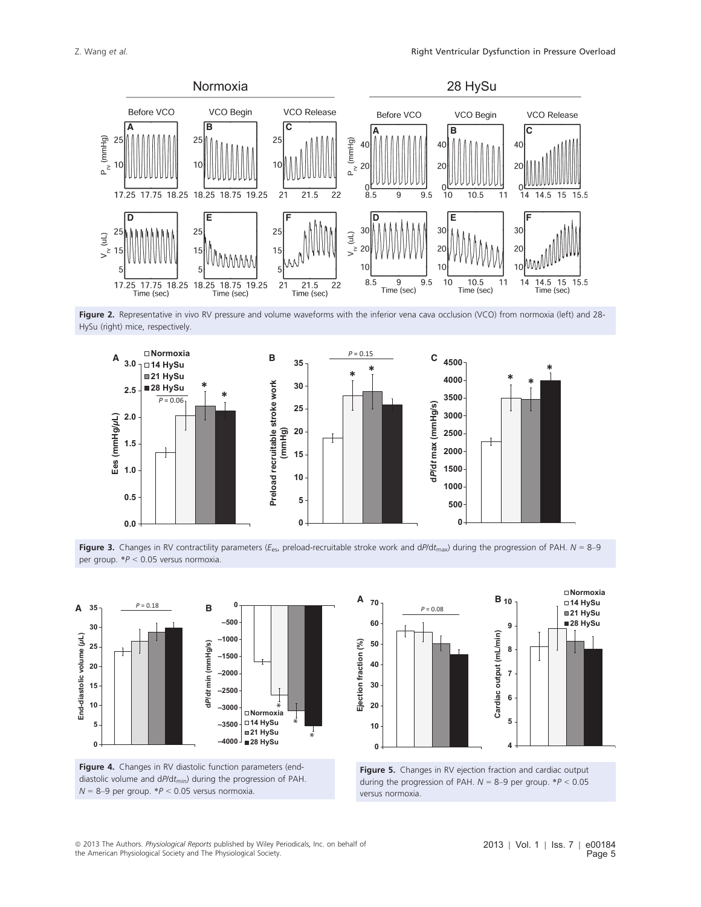**Figure 2.** Representative in vivo RV pressure and volume waveforms with the inferior vena cava occlusion (VCO) from normoxia (left) and 28-HySu (right) mice, respectively.

**Figure 3.** Changes in RV contractility parameters ($E_{es}$, preload-recruitable stroke work and d$P$/d$t_{max}$) during the progression of PAH. $N$ = 8–9 per group. *$P$ < 0.05 versus normoxia.

**Figure 4.** Changes in RV diastolic function parameters (end-diastolic volume and d$P$/d$t_{min}$) during the progression of PAH. $N$ = 8–9 per group. *$P$ < 0.05 versus normoxia.

**Figure 5.** Changes in RV ejection fraction and cardiac output during the progression of PAH. $N$ = 8–9 per group. *$P$ < 0.05 versus normoxia.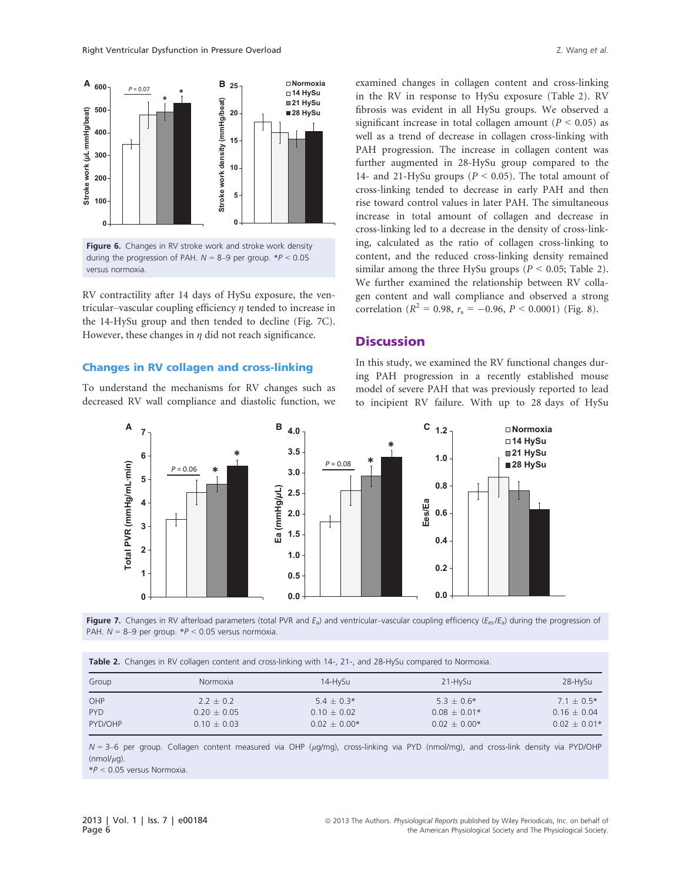Figure 6. Changes in RV stroke work and stroke work density during the progression of PAH. $N$ = 8–9 per group. *$P < 0.05$ versus normoxia.

RV contractility after 14 days of HySu exposure, the ventricular–vascular coupling efficiency $\eta$ tended to increase in the 14-HySu group and then tended to decline (Fig. 7C). However, these changes in $\eta$ did not reach significance.

### Changes in RV collagen and cross-linking

To understand the mechanisms for RV changes such as decreased RV wall compliance and diastolic function, we examined changes in collagen content and cross-linking in the RV in response to HySu exposure (Table 2). RV fibrosis was evident in all HySu groups. We observed a significant increase in total collagen amount ($P < 0.05$) as well as a trend of decrease in collagen cross-linking with PAH progression. The increase in collagen content was further augmented in 28-HySu group compared to the 14- and 21-HySu groups ($P < 0.05$). The total amount of cross-linking tended to decrease in early PAH and then rise toward control values in later PAH. The simultaneous increase in total amount of collagen and decrease in cross-linking led to a decrease in the density of cross-linking, calculated as the ratio of collagen cross-linking to content, and the reduced cross-linking density remained similar among the three HySu groups ($P < 0.05$; Table 2). We further examined the relationship between RV collagen content and wall compliance and observed a strong correlation ($R^2 = 0.98$, $r_s = -0.96$, $P < 0.0001$) (Fig. 8).

## Discussion

In this study, we examined the RV functional changes during PAH progression in a recently established mouse model of severe PAH that was previously reported to lead to incipient RV failure. With up to 28 days of HySu

Figure 7. Changes in RV afterload parameters (total PVR and $E_a$) and ventricular–vascular coupling efficiency ($E_{es}/E_a$) during the progression of PAH. $N$ = 8–9 per group. *$P < 0.05$ versus normoxia.

Table 2. Changes in RV collagen content and cross-linking with 14-, 21-, and 28-HySu compared to Normoxia.

| Group | Normoxia | 14-HySu | 21-HySu | 28-HySu |
|---|---|---|---|---|
| OHP | 2.2 ± 0.2 | 5.4 ± 0.3* | 5.3 ± 0.6* | 7.1 ± 0.5* |
| PYD | 0.20 ± 0.05 | 0.10 ± 0.02 | 0.08 ± 0.01* | 0.16 ± 0.04 |
| PYD/OHP | 0.10 ± 0.03 | 0.02 ± 0.00* | 0.02 ± 0.00* | 0.02 ± 0.01* |

$N$ = 3–6 per group. Collagen content measured via OHP ($\mu$g/mg), cross-linking via PYD (nmol/mg), and cross-link density via PYD/OHP (nmol/$\mu$g).
*$P < 0.05$ versus Normoxia.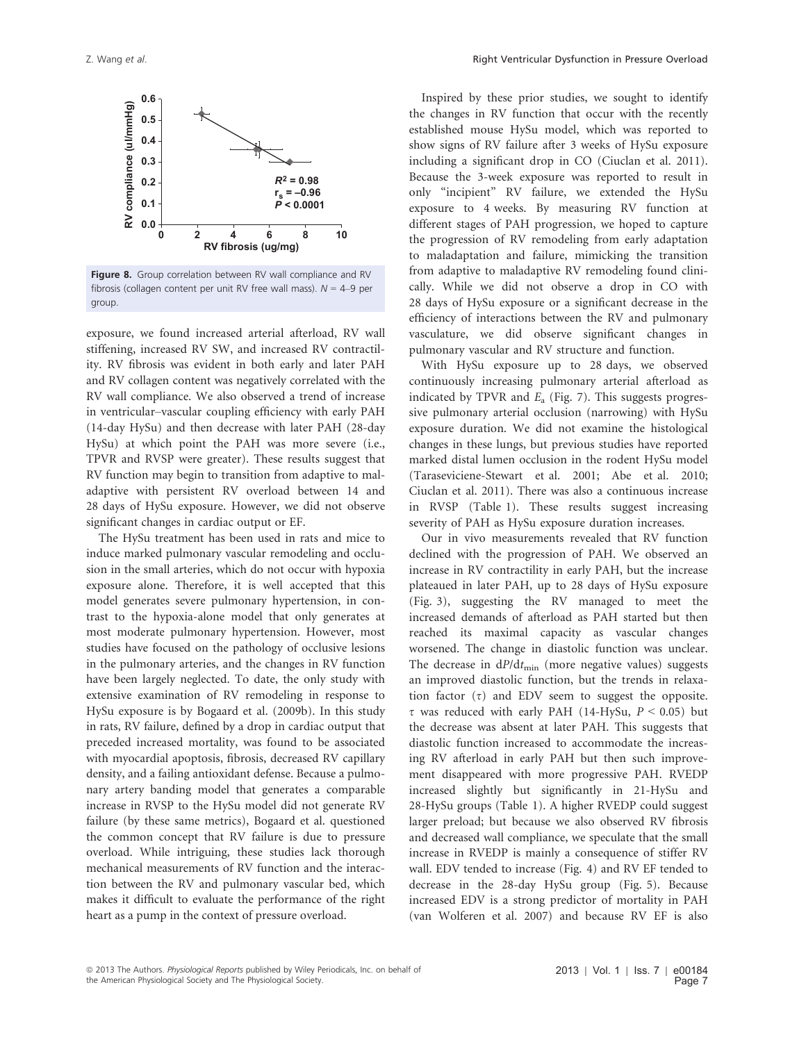0.6
0.5
0.4
0.3
0.2
0.1
0.0
RV compliance (ul/mmHg)
0 2 4 6 8 10
RV fibrosis (ug/mg)
$R^2$ = 0.98
$r_s$ = –0.96
$P$ < 0.0001

**Figure 8.** Group correlation between RV wall compliance and RV fibrosis (collagen content per unit RV free wall mass). $N$ = 4–9 per group.

exposure, we found increased arterial afterload, RV wall stiffening, increased RV SW, and increased RV contractility. RV fibrosis was evident in both early and later PAH and RV collagen content was negatively correlated with the RV wall compliance. We also observed a trend of increase in ventricular–vascular coupling efficiency with early PAH (14-day HySu) and then decrease with later PAH (28-day HySu) at which point the PAH was more severe (i.e., TPVR and RVSP were greater). These results suggest that RV function may begin to transition from adaptive to maladaptive with persistent RV overload between 14 and 28 days of HySu exposure. However, we did not observe significant changes in cardiac output or EF.

The HySu treatment has been used in rats and mice to induce marked pulmonary vascular remodeling and occlusion in the small arteries, which do not occur with hypoxia exposure alone. Therefore, it is well accepted that this model generates severe pulmonary hypertension, in contrast to the hypoxia-alone model that only generates at most moderate pulmonary hypertension. However, most studies have focused on the pathology of occlusive lesions in the pulmonary arteries, and the changes in RV function have been largely neglected. To date, the only study with extensive examination of RV remodeling in response to HySu exposure is by Bogaard et al. (2009b). In this study in rats, RV failure, defined by a drop in cardiac output that preceded increased mortality, was found to be associated with myocardial apoptosis, fibrosis, decreased RV capillary density, and a failing antioxidant defense. Because a pulmonary artery banding model that generates a comparable increase in RVSP to the HySu model did not generate RV failure (by these same metrics), Bogaard et al. questioned the common concept that RV failure is due to pressure overload. While intriguing, these studies lack thorough mechanical measurements of RV function and the interaction between the RV and pulmonary vascular bed, which makes it difficult to evaluate the performance of the right heart as a pump in the context of pressure overload.

Inspired by these prior studies, we sought to identify the changes in RV function that occur with the recently established mouse HySu model, which was reported to show signs of RV failure after 3 weeks of HySu exposure including a significant drop in CO (Ciuclan et al. 2011). Because the 3-week exposure was reported to result in only "incipient" RV failure, we extended the HySu exposure to 4 weeks. By measuring RV function at different stages of PAH progression, we hoped to capture the progression of RV remodeling from early adaptation to maladaptation and failure, mimicking the transition from adaptive to maladaptive RV remodeling found clinically. While we did not observe a drop in CO with 28 days of HySu exposure or a significant decrease in the efficiency of interactions between the RV and pulmonary vasculature, we did observe significant changes in pulmonary vascular and RV structure and function.

With HySu exposure up to 28 days, we observed continuously increasing pulmonary arterial afterload as indicated by TPVR and $E_a$ (Fig. 7). This suggests progressive pulmonary arterial occlusion (narrowing) with HySu exposure duration. We did not examine the histological changes in these lungs, but previous studies have reported marked distal lumen occlusion in the rodent HySu model (Taraseviciene-Stewart et al. 2001; Abe et al. 2010; Ciuclan et al. 2011). There was also a continuous increase in RVSP (Table 1). These results suggest increasing severity of PAH as HySu exposure duration increases.

Our in vivo measurements revealed that RV function declined with the progression of PAH. We observed an increase in RV contractility in early PAH, but the increase plateaued in later PAH, up to 28 days of HySu exposure (Fig. 3), suggesting the RV managed to meet the increased demands of afterload as PAH started but then reached its maximal capacity as vascular changes worsened. The change in diastolic function was unclear. The decrease in $dP/dt_{min}$ (more negative values) suggests an improved diastolic function, but the trends in relaxation factor ($\tau$) and EDV seem to suggest the opposite. $\tau$ was reduced with early PAH (14-HySu, $P < 0.05$) but the decrease was absent at later PAH. This suggests that diastolic function increased to accommodate the increasing RV afterload in early PAH but then such improvement disappeared with more progressive PAH. RVEDP increased slightly but significantly in 21-HySu and 28-HySu groups (Table 1). A higher RVEDP could suggest larger preload; but because we also observed RV fibrosis and decreased wall compliance, we speculate that the small increase in RVEDP is mainly a consequence of stiffer RV wall. EDV tended to increase (Fig. 4) and RV EF tended to decrease in the 28-day HySu group (Fig. 5). Because increased EDV is a strong predictor of mortality in PAH (van Wolferen et al. 2007) and because RV EF is also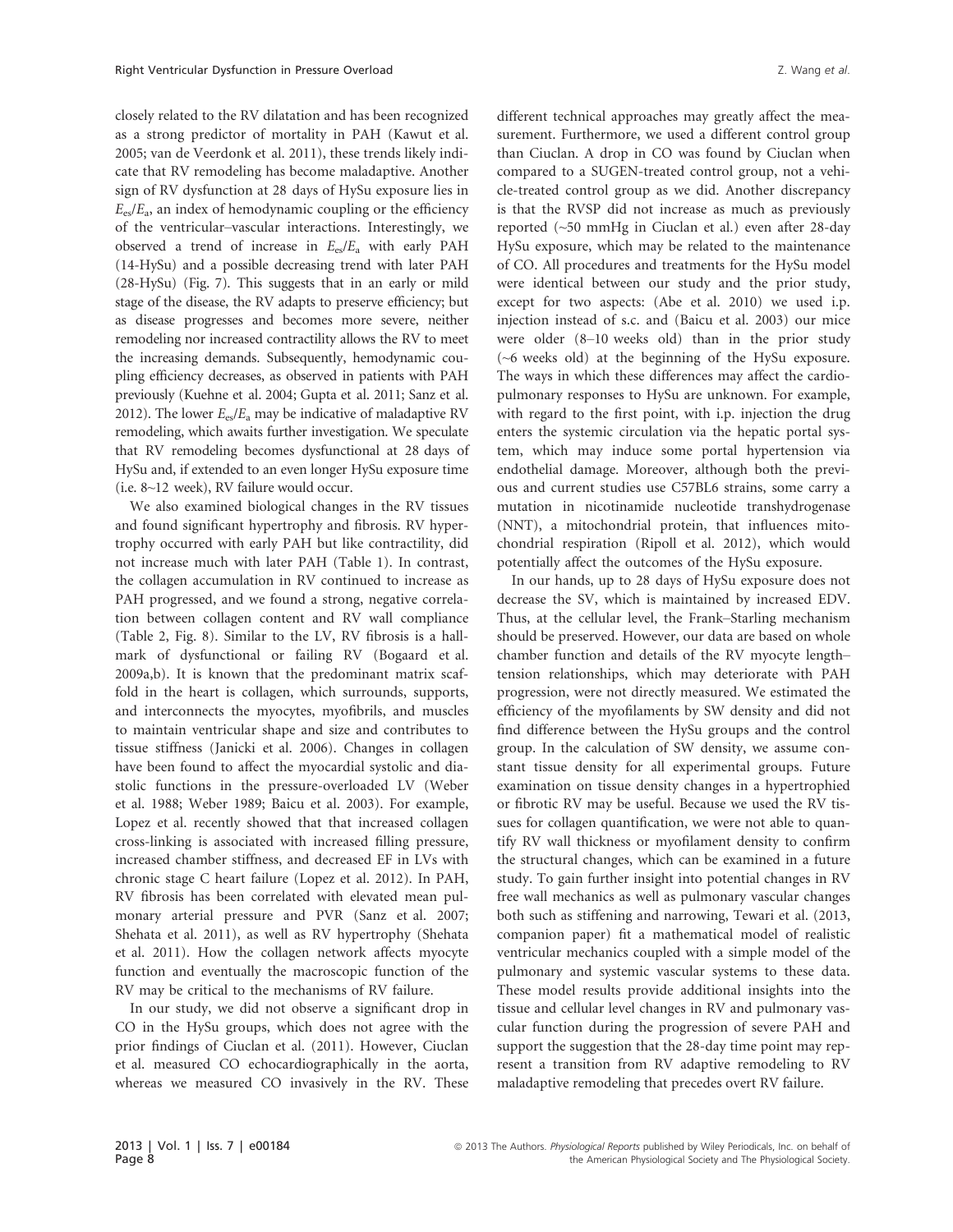closely related to the RV dilatation and has been recognized as a strong predictor of mortality in PAH (Kawut et al. 2005; van de Veerdonk et al. 2011), these trends likely indicate that RV remodeling has become maladaptive. Another sign of RV dysfunction at 28 days of HySu exposure lies in $E_{es}/E_a$, an index of hemodynamic coupling or the efficiency of the ventricular–vascular interactions. Interestingly, we observed a trend of increase in $E_{es}/E_a$ with early PAH (14-HySu) and a possible decreasing trend with later PAH (28-HySu) (Fig. 7). This suggests that in an early or mild stage of the disease, the RV adapts to preserve efficiency; but as disease progresses and becomes more severe, neither remodeling nor increased contractility allows the RV to meet the increasing demands. Subsequently, hemodynamic coupling efficiency decreases, as observed in patients with PAH previously (Kuehne et al. 2004; Gupta et al. 2011; Sanz et al. 2012). The lower $E_{es}/E_a$ may be indicative of maladaptive RV remodeling, which awaits further investigation. We speculate that RV remodeling becomes dysfunctional at 28 days of HySu and, if extended to an even longer HySu exposure time (i.e. 8~12 week), RV failure would occur.

We also examined biological changes in the RV tissues and found significant hypertrophy and fibrosis. RV hypertrophy occurred with early PAH but like contractility, did not increase much with later PAH (Table 1). In contrast, the collagen accumulation in RV continued to increase as PAH progressed, and we found a strong, negative correlation between collagen content and RV wall compliance (Table 2, Fig. 8). Similar to the LV, RV fibrosis is a hallmark of dysfunctional or failing RV (Bogaard et al. 2009a,b). It is known that the predominant matrix scaffold in the heart is collagen, which surrounds, supports, and interconnects the myocytes, myofibrils, and muscles to maintain ventricular shape and size and contributes to tissue stiffness (Janicki et al. 2006). Changes in collagen have been found to affect the myocardial systolic and diastolic functions in the pressure-overloaded LV (Weber et al. 1988; Weber 1989; Baicu et al. 2003). For example, Lopez et al. recently showed that that increased collagen cross-linking is associated with increased filling pressure, increased chamber stiffness, and decreased EF in LVs with chronic stage C heart failure (Lopez et al. 2012). In PAH, RV fibrosis has been correlated with elevated mean pulmonary arterial pressure and PVR (Sanz et al. 2007; Shehata et al. 2011), as well as RV hypertrophy (Shehata et al. 2011). How the collagen network affects myocyte function and eventually the macroscopic function of the RV may be critical to the mechanisms of RV failure.

In our study, we did not observe a significant drop in CO in the HySu groups, which does not agree with the prior findings of Ciuclan et al. (2011). However, Ciuclan et al. measured CO echocardiographically in the aorta, whereas we measured CO invasively in the RV. These different technical approaches may greatly affect the measurement. Furthermore, we used a different control group than Ciuclan. A drop in CO was found by Ciuclan when compared to a SUGEN-treated control group, not a vehicle-treated control group as we did. Another discrepancy is that the RVSP did not increase as much as previously reported (~50 mmHg in Ciuclan et al.) even after 28-day HySu exposure, which may be related to the maintenance of CO. All procedures and treatments for the HySu model were identical between our study and the prior study, except for two aspects: (Abe et al. 2010) we used i.p. injection instead of s.c. and (Baicu et al. 2003) our mice were older (8–10 weeks old) than in the prior study (~6 weeks old) at the beginning of the HySu exposure. The ways in which these differences may affect the cardiopulmonary responses to HySu are unknown. For example, with regard to the first point, with i.p. injection the drug enters the systemic circulation via the hepatic portal system, which may induce some portal hypertension via endothelial damage. Moreover, although both the previous and current studies use C57BL6 strains, some carry a mutation in nicotinamide nucleotide transhydrogenase (NNT), a mitochondrial protein, that influences mitochondrial respiration (Ripoll et al. 2012), which would potentially affect the outcomes of the HySu exposure.

In our hands, up to 28 days of HySu exposure does not decrease the SV, which is maintained by increased EDV. Thus, at the cellular level, the Frank–Starling mechanism should be preserved. However, our data are based on whole chamber function and details of the RV myocyte length–tension relationships, which may deteriorate with PAH progression, were not directly measured. We estimated the efficiency of the myofilaments by SW density and did not find difference between the HySu groups and the control group. In the calculation of SW density, we assume constant tissue density for all experimental groups. Future examination on tissue density changes in a hypertrophied or fibrotic RV may be useful. Because we used the RV tissues for collagen quantification, we were not able to quantify RV wall thickness or myofilament density to confirm the structural changes, which can be examined in a future study. To gain further insight into potential changes in RV free wall mechanics as well as pulmonary vascular changes both such as stiffening and narrowing, Tewari et al. (2013, companion paper) fit a mathematical model of realistic ventricular mechanics coupled with a simple model of the pulmonary and systemic vascular systems to these data. These model results provide additional insights into the tissue and cellular level changes in RV and pulmonary vascular function during the progression of severe PAH and support the suggestion that the 28-day time point may represent a transition from RV adaptive remodeling to RV maladaptive remodeling that precedes overt RV failure.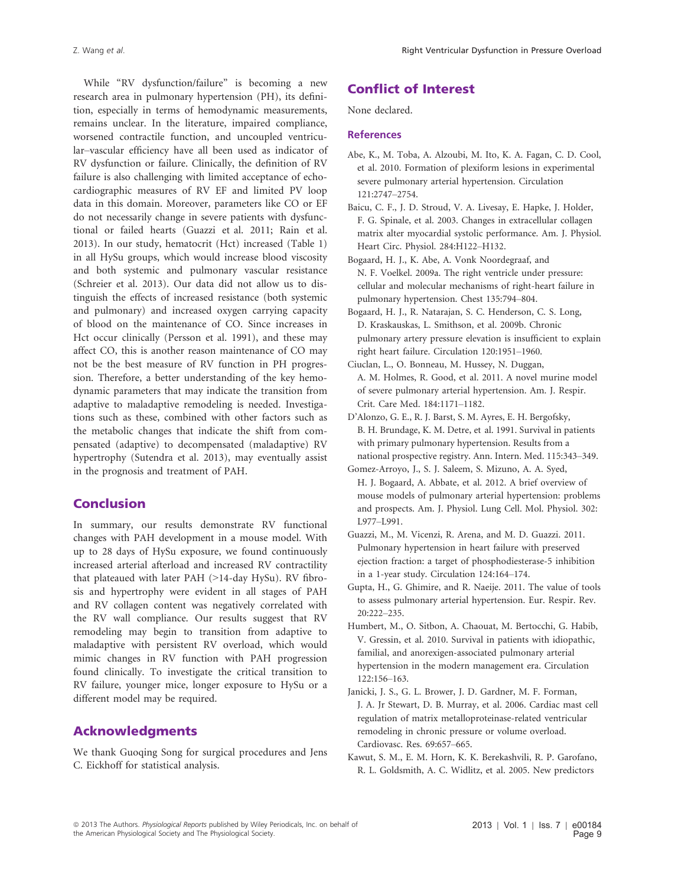While "RV dysfunction/failure" is becoming a new research area in pulmonary hypertension (PH), its definition, especially in terms of hemodynamic measurements, remains unclear. In the literature, impaired compliance, worsened contractile function, and uncoupled ventricular–vascular efficiency have all been used as indicator of RV dysfunction or failure. Clinically, the definition of RV failure is also challenging with limited acceptance of echocardiographic measures of RV EF and limited PV loop data in this domain. Moreover, parameters like CO or EF do not necessarily change in severe patients with dysfunctional or failed hearts (Guazzi et al. 2011; Rain et al. 2013). In our study, hematocrit (Hct) increased (Table 1) in all HySu groups, which would increase blood viscosity and both systemic and pulmonary vascular resistance (Schreier et al. 2013). Our data did not allow us to distinguish the effects of increased resistance (both systemic and pulmonary) and increased oxygen carrying capacity of blood on the maintenance of CO. Since increases in Hct occur clinically (Persson et al. 1991), and these may affect CO, this is another reason maintenance of CO may not be the best measure of RV function in PH progression. Therefore, a better understanding of the key hemodynamic parameters that may indicate the transition from adaptive to maladaptive remodeling is needed. Investigations such as these, combined with other factors such as the metabolic changes that indicate the shift from compensated (adaptive) to decompensated (maladaptive) RV hypertrophy (Sutendra et al. 2013), may eventually assist in the prognosis and treatment of PAH.

## Conclusion

In summary, our results demonstrate RV functional changes with PAH development in a mouse model. With up to 28 days of HySu exposure, we found continuously increased arterial afterload and increased RV contractility that plateaued with later PAH (>14-day HySu). RV fibrosis and hypertrophy were evident in all stages of PAH and RV collagen content was negatively correlated with the RV wall compliance. Our results suggest that RV remodeling may begin to transition from adaptive to maladaptive with persistent RV overload, which would mimic changes in RV function with PAH progression found clinically. To investigate the critical transition to RV failure, younger mice, longer exposure to HySu or a different model may be required.

## Acknowledgments

We thank Guoqing Song for surgical procedures and Jens C. Eickhoff for statistical analysis.

## Conflict of Interest

None declared.

### References

Abe, K., M. Toba, A. Alzoubi, M. Ito, K. A. Fagan, C. D. Cool, et al. 2010. Formation of plexiform lesions in experimental severe pulmonary arterial hypertension. Circulation 121:2747–2754.

Baicu, C. F., J. D. Stroud, V. A. Livesay, E. Hapke, J. Holder, F. G. Spinale, et al. 2003. Changes in extracellular collagen matrix alter myocardial systolic performance. Am. J. Physiol. Heart Circ. Physiol. 284:H122–H132.

Bogaard, H. J., K. Abe, A. Vonk Noordegraaf, and N. F. Voelkel. 2009a. The right ventricle under pressure: cellular and molecular mechanisms of right-heart failure in pulmonary hypertension. Chest 135:794–804.

Bogaard, H. J., R. Natarajan, S. C. Henderson, C. S. Long, D. Kraskauskas, L. Smithson, et al. 2009b. Chronic pulmonary artery pressure elevation is insufficient to explain right heart failure. Circulation 120:1951–1960.

Ciuclan, L., O. Bonneau, M. Hussey, N. Duggan, A. M. Holmes, R. Good, et al. 2011. A novel murine model of severe pulmonary arterial hypertension. Am. J. Respir. Crit. Care Med. 184:1171–1182.

D'Alonzo, G. E., R. J. Barst, S. M. Ayres, E. H. Bergofsky, B. H. Brundage, K. M. Detre, et al. 1991. Survival in patients with primary pulmonary hypertension. Results from a national prospective registry. Ann. Intern. Med. 115:343–349.

Gomez-Arroyo, J., S. J. Saleem, S. Mizuno, A. A. Syed, H. J. Bogaard, A. Abbate, et al. 2012. A brief overview of mouse models of pulmonary arterial hypertension: problems and prospects. Am. J. Physiol. Lung Cell. Mol. Physiol. 302: L977–L991.

Guazzi, M., M. Vicenzi, R. Arena, and M. D. Guazzi. 2011. Pulmonary hypertension in heart failure with preserved ejection fraction: a target of phosphodiesterase-5 inhibition in a 1-year study. Circulation 124:164–174.

Gupta, H., G. Ghimire, and R. Naeije. 2011. The value of tools to assess pulmonary arterial hypertension. Eur. Respir. Rev. 20:222–235.

Humbert, M., O. Sitbon, A. Chaouat, M. Bertocchi, G. Habib, V. Gressin, et al. 2010. Survival in patients with idiopathic, familial, and anorexigen-associated pulmonary arterial hypertension in the modern management era. Circulation 122:156–163.

Janicki, J. S., G. L. Brower, J. D. Gardner, M. F. Forman, J. A. Jr Stewart, D. B. Murray, et al. 2006. Cardiac mast cell regulation of matrix metalloproteinase-related ventricular remodeling in chronic pressure or volume overload. Cardiovasc. Res. 69:657–665.

Kawut, S. M., E. M. Horn, K. K. Berekashvili, R. P. Garofano, R. L. Goldsmith, A. C. Widlitz, et al. 2005. New predictors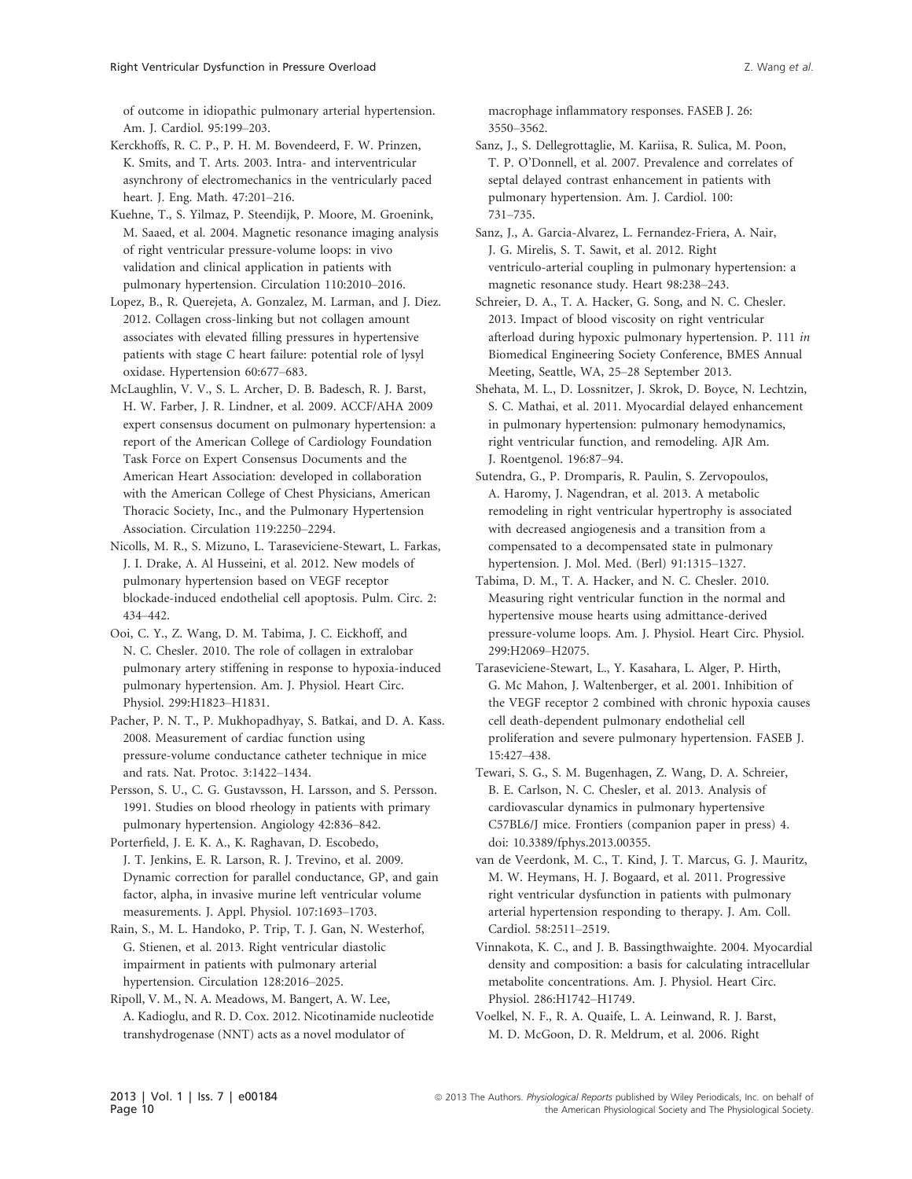of outcome in idiopathic pulmonary arterial hypertension. Am. J. Cardiol. 95:199–203.

Kerckhoffs, R. C. P., P. H. M. Bovendeerd, F. W. Prinzen, K. Smits, and T. Arts. 2003. Intra- and interventricular asynchrony of electromechanics in the ventricularly paced heart. J. Eng. Math. 47:201–216.

Kuehne, T., S. Yilmaz, P. Steendijk, P. Moore, M. Groenink, M. Saaed, et al. 2004. Magnetic resonance imaging analysis of right ventricular pressure-volume loops: in vivo validation and clinical application in patients with pulmonary hypertension. Circulation 110:2010–2016.

Lopez, B., R. Querejeta, A. Gonzalez, M. Larman, and J. Diez. 2012. Collagen cross-linking but not collagen amount associates with elevated filling pressures in hypertensive patients with stage C heart failure: potential role of lysyl oxidase. Hypertension 60:677–683.

McLaughlin, V. V., S. L. Archer, D. B. Badesch, R. J. Barst, H. W. Farber, J. R. Lindner, et al. 2009. ACCF/AHA 2009 expert consensus document on pulmonary hypertension: a report of the American College of Cardiology Foundation Task Force on Expert Consensus Documents and the American Heart Association: developed in collaboration with the American College of Chest Physicians, American Thoracic Society, Inc., and the Pulmonary Hypertension Association. Circulation 119:2250–2294.

Nicolls, M. R., S. Mizuno, L. Taraseviciene-Stewart, L. Farkas, J. I. Drake, A. Al Husseini, et al. 2012. New models of pulmonary hypertension based on VEGF receptor blockade-induced endothelial cell apoptosis. Pulm. Circ. 2: 434–442.

Ooi, C. Y., Z. Wang, D. M. Tabima, J. C. Eickhoff, and N. C. Chesler. 2010. The role of collagen in extralobar pulmonary artery stiffening in response to hypoxia-induced pulmonary hypertension. Am. J. Physiol. Heart Circ. Physiol. 299:H1823–H1831.

Pacher, P. N. T., P. Mukhopadhyay, S. Batkai, and D. A. Kass. 2008. Measurement of cardiac function using pressure-volume conductance catheter technique in mice and rats. Nat. Protoc. 3:1422–1434.

Persson, S. U., C. G. Gustavsson, H. Larsson, and S. Persson. 1991. Studies on blood rheology in patients with primary pulmonary hypertension. Angiology 42:836–842.

Porterfield, J. E. K. A., K. Raghavan, D. Escobedo, J. T. Jenkins, E. R. Larson, R. J. Trevino, et al. 2009. Dynamic correction for parallel conductance, GP, and gain factor, alpha, in invasive murine left ventricular volume measurements. J. Appl. Physiol. 107:1693–1703.

Rain, S., M. L. Handoko, P. Trip, T. J. Gan, N. Westerhof, G. Stienen, et al. 2013. Right ventricular diastolic impairment in patients with pulmonary arterial hypertension. Circulation 128:2016–2025.

Ripoll, V. M., N. A. Meadows, M. Bangert, A. W. Lee, A. Kadioglu, and R. D. Cox. 2012. Nicotinamide nucleotide transhydrogenase (NNT) acts as a novel modulator of macrophage inflammatory responses. FASEB J. 26: 3550–3562.

Sanz, J., S. Dellegrottaglie, M. Kariisa, R. Sulica, M. Poon, T. P. O'Donnell, et al. 2007. Prevalence and correlates of septal delayed contrast enhancement in patients with pulmonary hypertension. Am. J. Cardiol. 100: 731–735.

Sanz, J., A. Garcia-Alvarez, L. Fernandez-Friera, A. Nair, J. G. Mirelis, S. T. Sawit, et al. 2012. Right ventriculo-arterial coupling in pulmonary hypertension: a magnetic resonance study. Heart 98:238–243.

Schreier, D. A., T. A. Hacker, G. Song, and N. C. Chesler. 2013. Impact of blood viscosity on right ventricular afterload during hypoxic pulmonary hypertension. P. 111 *in* Biomedical Engineering Society Conference, BMES Annual Meeting, Seattle, WA, 25–28 September 2013.

Shehata, M. L., D. Lossnitzer, J. Skrok, D. Boyce, N. Lechtzin, S. C. Mathai, et al. 2011. Myocardial delayed enhancement in pulmonary hypertension: pulmonary hemodynamics, right ventricular function, and remodeling. AJR Am. J. Roentgenol. 196:87–94.

Sutendra, G., P. Dromparis, R. Paulin, S. Zervopoulos, A. Haromy, J. Nagendran, et al. 2013. A metabolic remodeling in right ventricular hypertrophy is associated with decreased angiogenesis and a transition from a compensated to a decompensated state in pulmonary hypertension. J. Mol. Med. (Berl) 91:1315–1327.

Tabima, D. M., T. A. Hacker, and N. C. Chesler. 2010. Measuring right ventricular function in the normal and hypertensive mouse hearts using admittance-derived pressure-volume loops. Am. J. Physiol. Heart Circ. Physiol. 299:H2069–H2075.

Taraseviciene-Stewart, L., Y. Kasahara, L. Alger, P. Hirth, G. Mc Mahon, J. Waltenberger, et al. 2001. Inhibition of the VEGF receptor 2 combined with chronic hypoxia causes cell death-dependent pulmonary endothelial cell proliferation and severe pulmonary hypertension. FASEB J. 15:427–438.

Tewari, S. G., S. M. Bugenhagen, Z. Wang, D. A. Schreier, B. E. Carlson, N. C. Chesler, et al. 2013. Analysis of cardiovascular dynamics in pulmonary hypertensive C57BL6/J mice. Frontiers (companion paper in press) 4. doi: 10.3389/fphys.2013.00355.

van de Veerdonk, M. C., T. Kind, J. T. Marcus, G. J. Mauritz, M. W. Heymans, H. J. Bogaard, et al. 2011. Progressive right ventricular dysfunction in patients with pulmonary arterial hypertension responding to therapy. J. Am. Coll. Cardiol. 58:2511–2519.

Vinnakota, K. C., and J. B. Bassingthwaighte. 2004. Myocardial density and composition: a basis for calculating intracellular metabolite concentrations. Am. J. Physiol. Heart Circ. Physiol. 286:H1742–H1749.

Voelkel, N. F., R. A. Quaife, L. A. Leinwand, R. J. Barst, M. D. McGoon, D. R. Meldrum, et al. 2006. Right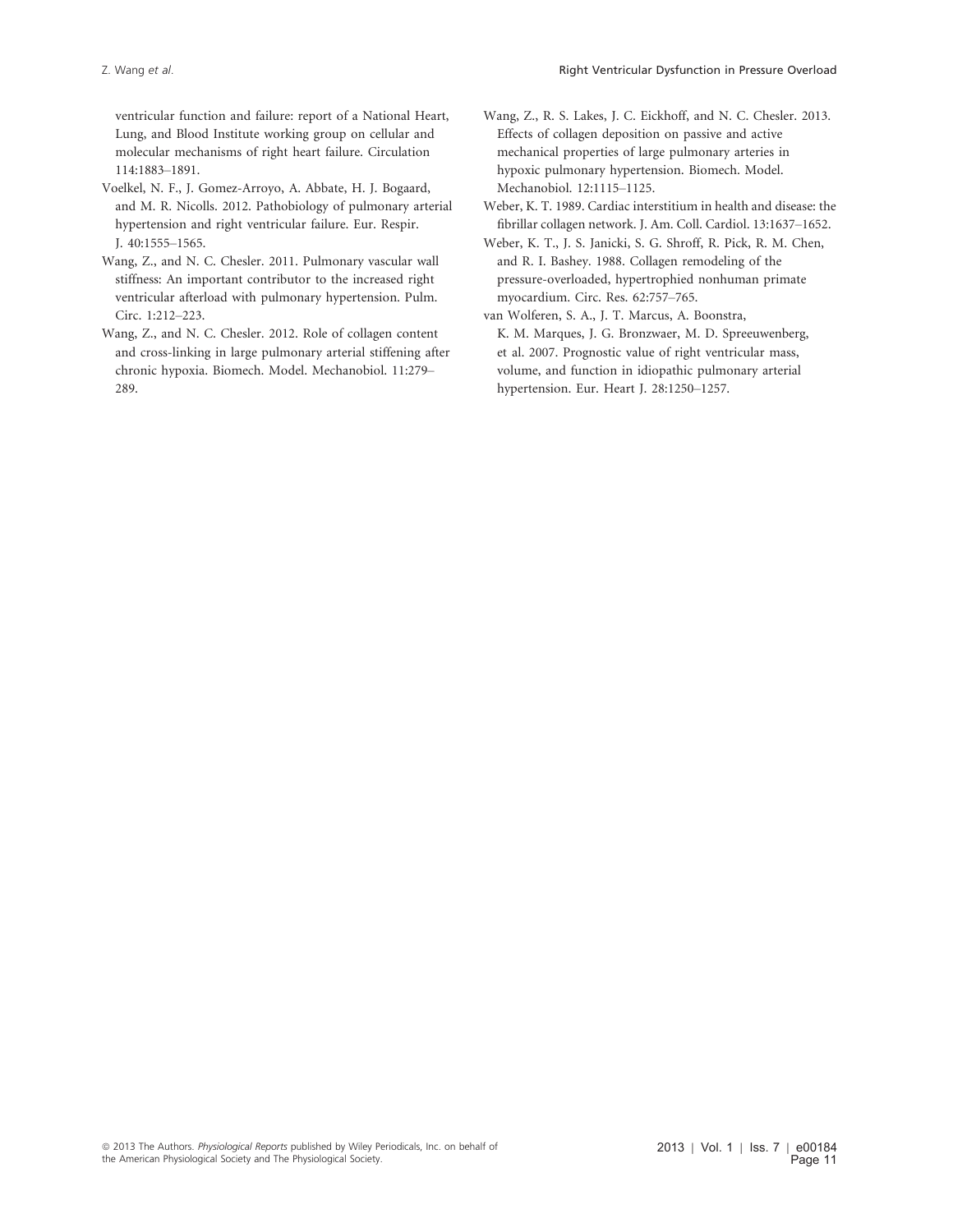ventricular function and failure: report of a National Heart, Lung, and Blood Institute working group on cellular and molecular mechanisms of right heart failure. Circulation 114:1883–1891.

Voelkel, N. F., J. Gomez-Arroyo, A. Abbate, H. J. Bogaard, and M. R. Nicolls. 2012. Pathobiology of pulmonary arterial hypertension and right ventricular failure. Eur. Respir. J. 40:1555–1565.

Wang, Z., and N. C. Chesler. 2011. Pulmonary vascular wall stiffness: An important contributor to the increased right ventricular afterload with pulmonary hypertension. Pulm. Circ. 1:212–223.

Wang, Z., and N. C. Chesler. 2012. Role of collagen content and cross-linking in large pulmonary arterial stiffening after chronic hypoxia. Biomech. Model. Mechanobiol. 11:279–289.

Wang, Z., R. S. Lakes, J. C. Eickhoff, and N. C. Chesler. 2013. Effects of collagen deposition on passive and active mechanical properties of large pulmonary arteries in hypoxic pulmonary hypertension. Biomech. Model. Mechanobiol. 12:1115–1125.

Weber, K. T. 1989. Cardiac interstitium in health and disease: the fibrillar collagen network. J. Am. Coll. Cardiol. 13:1637–1652.

Weber, K. T., J. S. Janicki, S. G. Shroff, R. Pick, R. M. Chen, and R. I. Bashey. 1988. Collagen remodeling of the pressure-overloaded, hypertrophied nonhuman primate myocardium. Circ. Res. 62:757–765.

van Wolferen, S. A., J. T. Marcus, A. Boonstra, K. M. Marques, J. G. Bronzwaer, M. D. Spreeuwenberg, et al. 2007. Prognostic value of right ventricular mass, volume, and function in idiopathic pulmonary arterial hypertension. Eur. Heart J. 28:1250–1257.